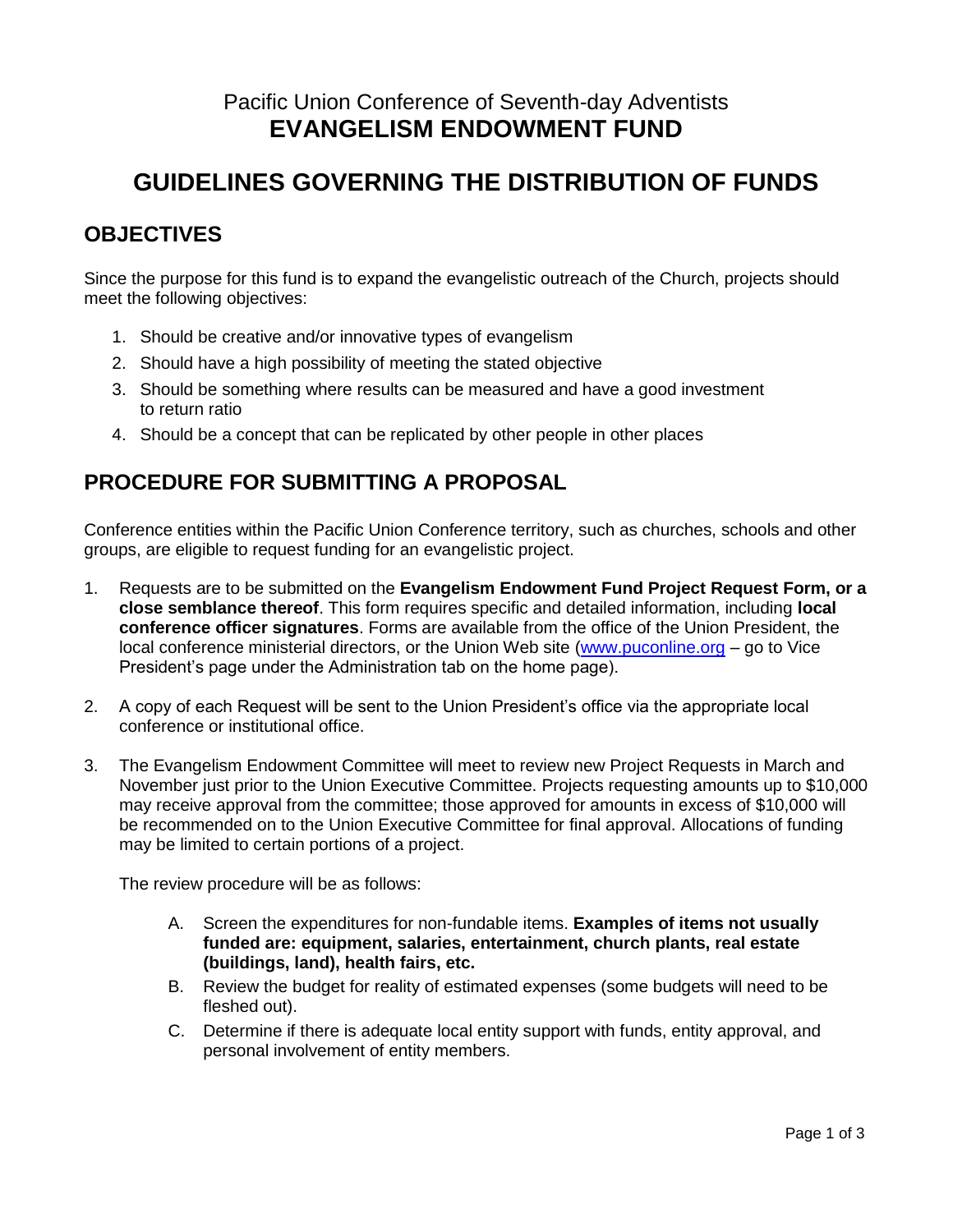Pacific Union Conference of Seventh-day Adventists

# EVANGELISM ENDOWMENT FUND

# GUIDELINES GOVERNING THE DISTRIBUTION OF FUNDS

## OBJECTIVES

Since the purpose for this fund is to expand the evangelistic outreach of the Church, projects should meet the following objectives:

1. Should be creative and/or innovative types of evangelism
2. Should have a high possibility of meeting the stated objective
3. Should be something where results can be measured and have a good investment to return ratio
4. Should be a concept that can be replicated by other people in other places

## PROCEDURE FOR SUBMITTING A PROPOSAL

Conference entities within the Pacific Union Conference territory, such as churches, schools and other groups, are eligible to request funding for an evangelistic project.

1. Requests are to be submitted on the **Evangelism Endowment Fund Project Request Form, or a close semblance thereof**. This form requires specific and detailed information, including **local conference officer signatures**. Forms are available from the office of the Union President, the local conference ministerial directors, or the Union Web site (www.puconline.org – go to Vice President's page under the Administration tab on the home page).

2. A copy of each Request will be sent to the Union President's office via the appropriate local conference or institutional office.

3. The Evangelism Endowment Committee will meet to review new Project Requests in March and November just prior to the Union Executive Committee. Projects requesting amounts up to $10,000 may receive approval from the committee; those approved for amounts in excess of $10,000 will be recommended on to the Union Executive Committee for final approval. Allocations of funding may be limited to certain portions of a project.

   The review procedure will be as follows:

   A. Screen the expenditures for non-fundable items. **Examples of items not usually funded are: equipment, salaries, entertainment, church plants, real estate (buildings, land), health fairs, etc.**
   B. Review the budget for reality of estimated expenses (some budgets will need to be fleshed out).
   C. Determine if there is adequate local entity support with funds, entity approval, and personal involvement of entity members.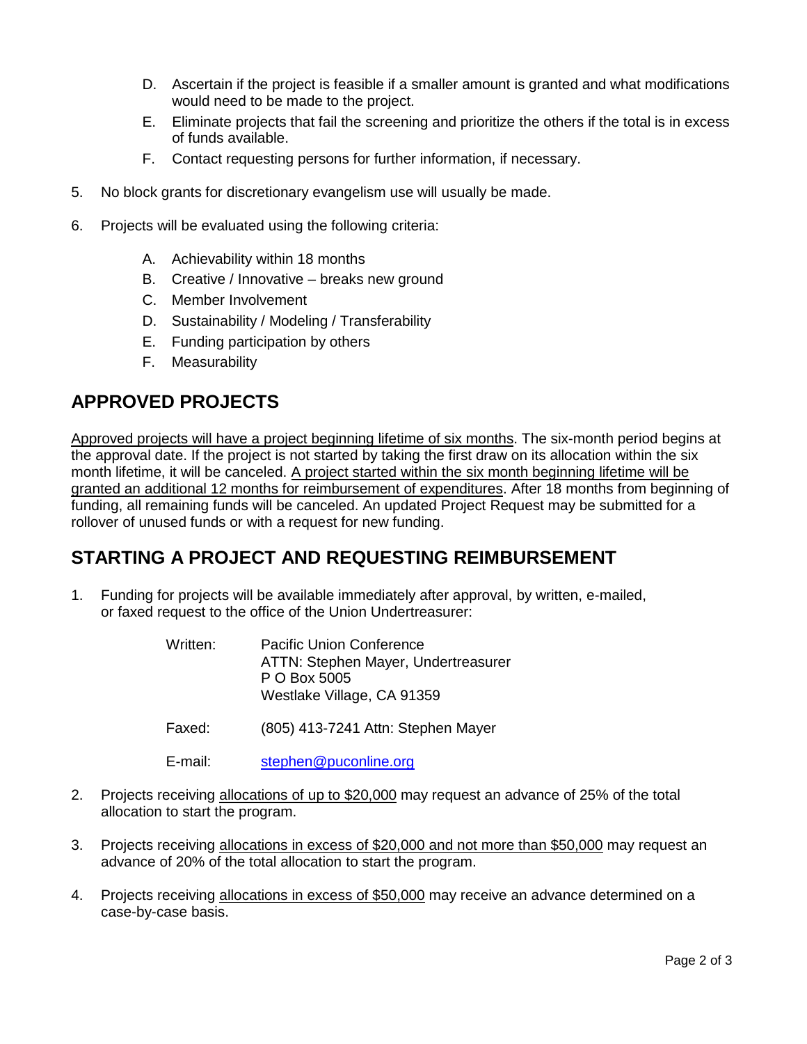D. Ascertain if the project is feasible if a smaller amount is granted and what modifications would need to be made to the project.

   E. Eliminate projects that fail the screening and prioritize the others if the total is in excess of funds available.

   F. Contact requesting persons for further information, if necessary.

5. No block grants for discretionary evangelism use will usually be made.

6. Projects will be evaluated using the following criteria:

   A. Achievability within 18 months
   B. Creative / Innovative – breaks new ground
   C. Member Involvement
   D. Sustainability / Modeling / Transferability
   E. Funding participation by others
   F. Measurability

## APPROVED PROJECTS

Approved projects will have a project beginning lifetime of six months. The six-month period begins at the approval date. If the project is not started by taking the first draw on its allocation within the six month lifetime, it will be canceled. A project started within the six month beginning lifetime will be granted an additional 12 months for reimbursement of expenditures. After 18 months from beginning of funding, all remaining funds will be canceled. An updated Project Request may be submitted for a rollover of unused funds or with a request for new funding.

## STARTING A PROJECT AND REQUESTING REIMBURSEMENT

1. Funding for projects will be available immediately after approval, by written, e-mailed, or faxed request to the office of the Union Undertreasurer:

   Written: Pacific Union Conference
   ATTN: Stephen Mayer, Undertreasurer
   P O Box 5005
   Westlake Village, CA 91359

   Faxed: (805) 413-7241 Attn: Stephen Mayer

   E-mail: stephen@puconline.org

2. Projects receiving allocations of up to $20,000 may request an advance of 25% of the total allocation to start the program.

3. Projects receiving allocations in excess of $20,000 and not more than $50,000 may request an advance of 20% of the total allocation to start the program.

4. Projects receiving allocations in excess of $50,000 may receive an advance determined on a case-by-case basis.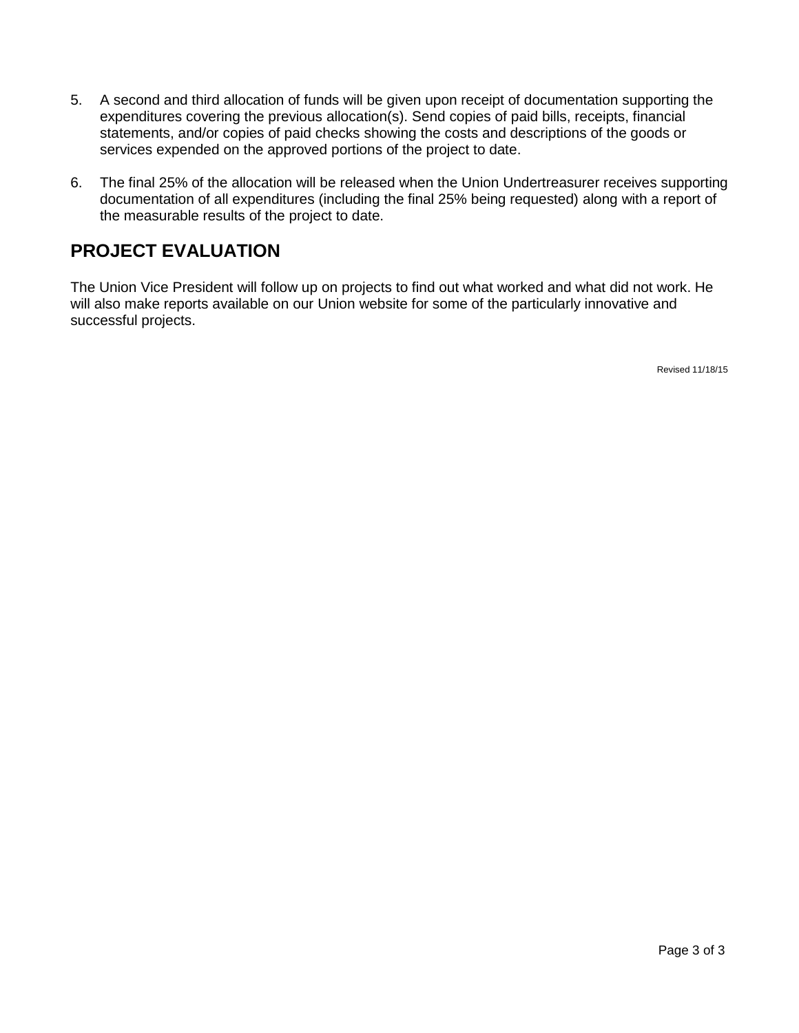5. A second and third allocation of funds will be given upon receipt of documentation supporting the expenditures covering the previous allocation(s). Send copies of paid bills, receipts, financial statements, and/or copies of paid checks showing the costs and descriptions of the goods or services expended on the approved portions of the project to date.

6. The final 25% of the allocation will be released when the Union Undertreasurer receives supporting documentation of all expenditures (including the final 25% being requested) along with a report of the measurable results of the project to date.

## PROJECT EVALUATION

The Union Vice President will follow up on projects to find out what worked and what did not work. He will also make reports available on our Union website for some of the particularly innovative and successful projects.

Revised 11/18/15